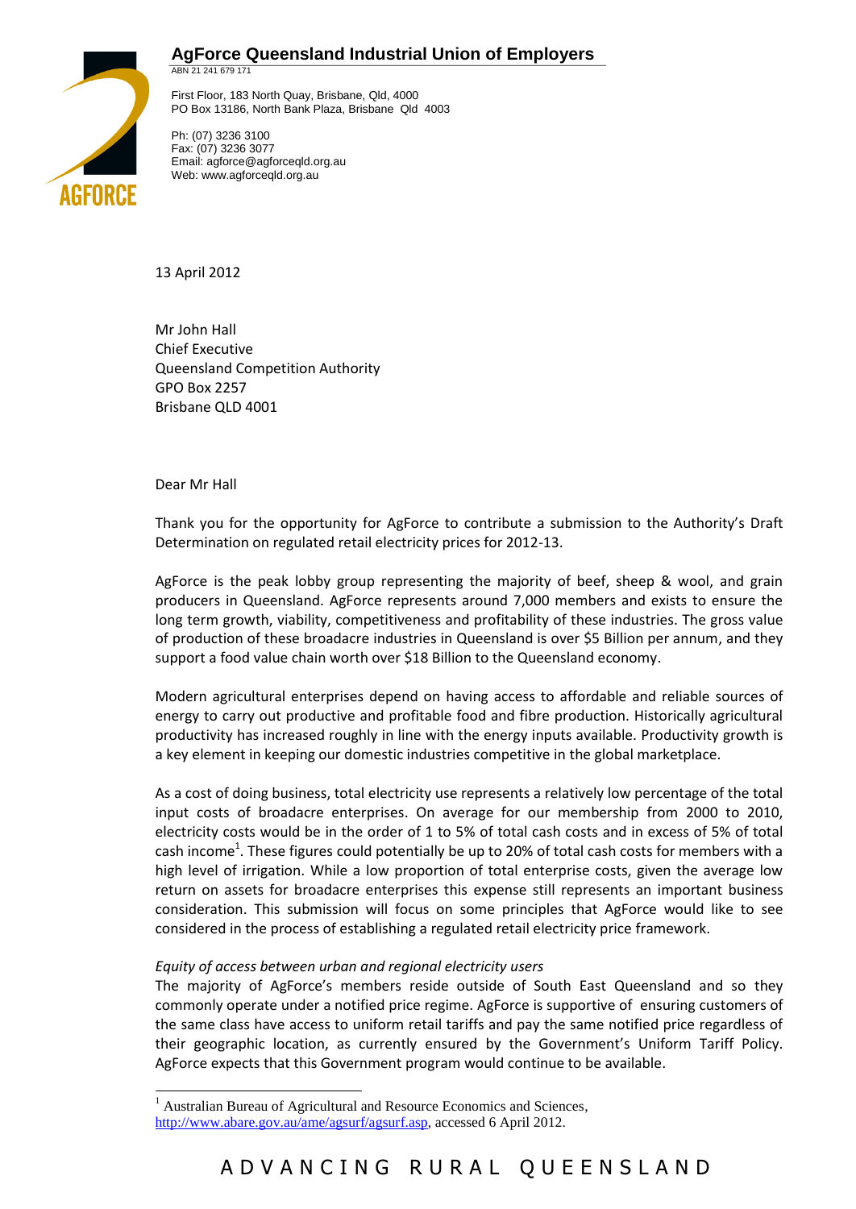# AgForce Queensland Industrial Union of Employers

ABN 21 241 679 171

First Floor, 183 North Quay, Brisbane, Qld, 4000
PO Box 13186, North Bank Plaza, Brisbane Qld 4003

Ph: (07) 3236 3100
Fax: (07) 3236 3077
Email: agforce@agforceqld.org.au
Web: www.agforceqld.org.au

13 April 2012

Mr John Hall
Chief Executive
Queensland Competition Authority
GPO Box 2257
Brisbane QLD 4001

Dear Mr Hall

Thank you for the opportunity for AgForce to contribute a submission to the Authority's Draft Determination on regulated retail electricity prices for 2012-13.

AgForce is the peak lobby group representing the majority of beef, sheep & wool, and grain producers in Queensland. AgForce represents around 7,000 members and exists to ensure the long term growth, viability, competitiveness and profitability of these industries. The gross value of production of these broadacre industries in Queensland is over $5 Billion per annum, and they support a food value chain worth over $18 Billion to the Queensland economy.

Modern agricultural enterprises depend on having access to affordable and reliable sources of energy to carry out productive and profitable food and fibre production. Historically agricultural productivity has increased roughly in line with the energy inputs available. Productivity growth is a key element in keeping our domestic industries competitive in the global marketplace.

As a cost of doing business, total electricity use represents a relatively low percentage of the total input costs of broadacre enterprises. On average for our membership from 2000 to 2010, electricity costs would be in the order of 1 to 5% of total cash costs and in excess of 5% of total cash income[1]. These figures could potentially be up to 20% of total cash costs for members with a high level of irrigation. While a low proportion of total enterprise costs, given the average low return on assets for broadacre enterprises this expense still represents an important business consideration. This submission will focus on some principles that AgForce would like to see considered in the process of establishing a regulated retail electricity price framework.

*Equity of access between urban and regional electricity users*

The majority of AgForce's members reside outside of South East Queensland and so they commonly operate under a notified price regime. AgForce is supportive of ensuring customers of the same class have access to uniform retail tariffs and pay the same notified price regardless of their geographic location, as currently ensured by the Government's Uniform Tariff Policy. AgForce expects that this Government program would continue to be available.

[1] Australian Bureau of Agricultural and Resource Economics and Sciences, http://www.abare.gov.au/ame/agsurf/agsurf.asp, accessed 6 April 2012.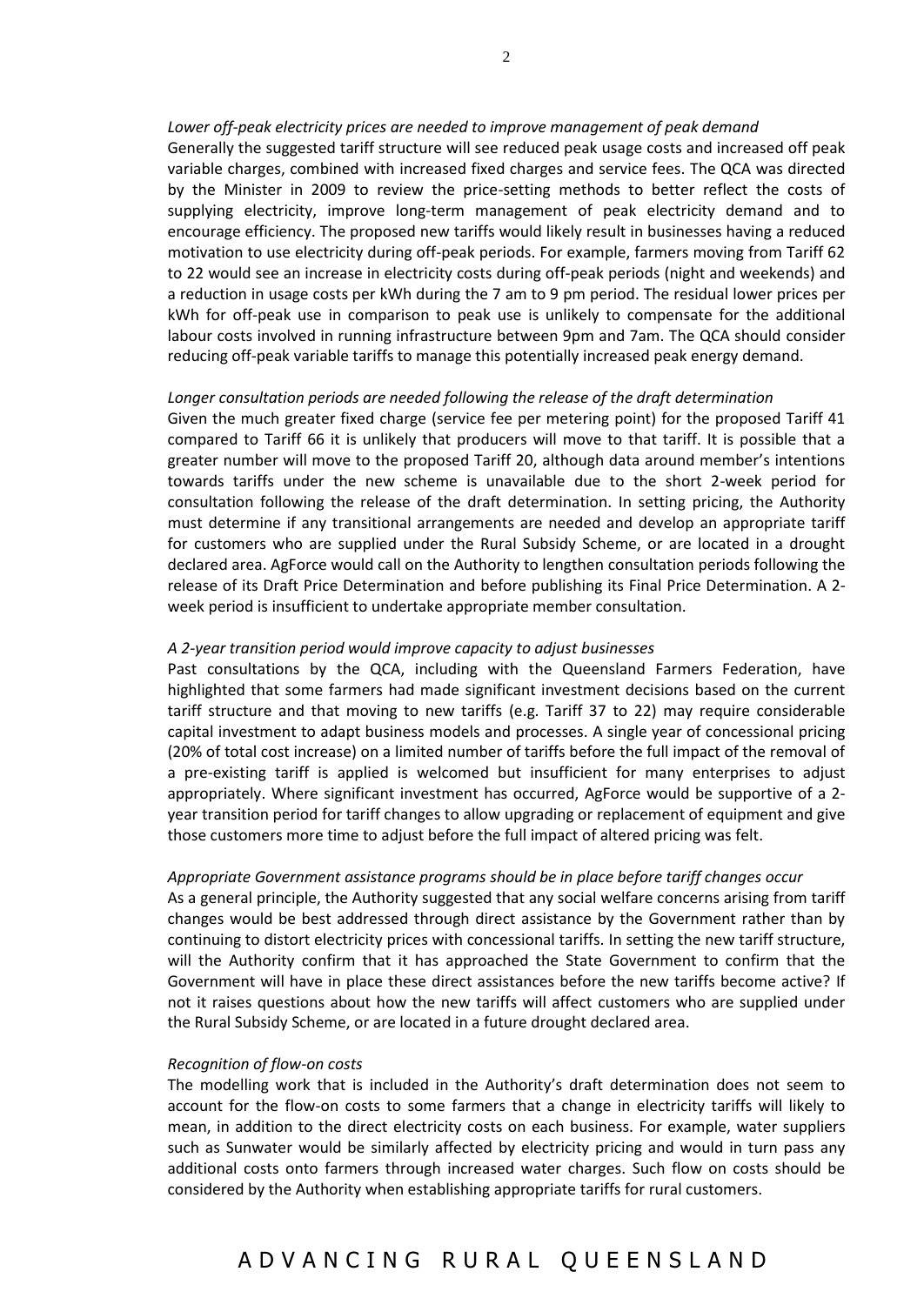*Lower off-peak electricity prices are needed to improve management of peak demand*

Generally the suggested tariff structure will see reduced peak usage costs and increased off peak variable charges, combined with increased fixed charges and service fees. The QCA was directed by the Minister in 2009 to review the price-setting methods to better reflect the costs of supplying electricity, improve long-term management of peak electricity demand and to encourage efficiency. The proposed new tariffs would likely result in businesses having a reduced motivation to use electricity during off-peak periods. For example, farmers moving from Tariff 62 to 22 would see an increase in electricity costs during off-peak periods (night and weekends) and a reduction in usage costs per kWh during the 7 am to 9 pm period. The residual lower prices per kWh for off-peak use in comparison to peak use is unlikely to compensate for the additional labour costs involved in running infrastructure between 9pm and 7am. The QCA should consider reducing off-peak variable tariffs to manage this potentially increased peak energy demand.

*Longer consultation periods are needed following the release of the draft determination*

Given the much greater fixed charge (service fee per metering point) for the proposed Tariff 41 compared to Tariff 66 it is unlikely that producers will move to that tariff. It is possible that a greater number will move to the proposed Tariff 20, although data around member's intentions towards tariffs under the new scheme is unavailable due to the short 2-week period for consultation following the release of the draft determination. In setting pricing, the Authority must determine if any transitional arrangements are needed and develop an appropriate tariff for customers who are supplied under the Rural Subsidy Scheme, or are located in a drought declared area. AgForce would call on the Authority to lengthen consultation periods following the release of its Draft Price Determination and before publishing its Final Price Determination. A 2-week period is insufficient to undertake appropriate member consultation.

*A 2-year transition period would improve capacity to adjust businesses*

Past consultations by the QCA, including with the Queensland Farmers Federation, have highlighted that some farmers had made significant investment decisions based on the current tariff structure and that moving to new tariffs (e.g. Tariff 37 to 22) may require considerable capital investment to adapt business models and processes. A single year of concessional pricing (20% of total cost increase) on a limited number of tariffs before the full impact of the removal of a pre-existing tariff is applied is welcomed but insufficient for many enterprises to adjust appropriately. Where significant investment has occurred, AgForce would be supportive of a 2-year transition period for tariff changes to allow upgrading or replacement of equipment and give those customers more time to adjust before the full impact of altered pricing was felt.

*Appropriate Government assistance programs should be in place before tariff changes occur*

As a general principle, the Authority suggested that any social welfare concerns arising from tariff changes would be best addressed through direct assistance by the Government rather than by continuing to distort electricity prices with concessional tariffs. In setting the new tariff structure, will the Authority confirm that it has approached the State Government to confirm that the Government will have in place these direct assistances before the new tariffs become active? If not it raises questions about how the new tariffs will affect customers who are supplied under the Rural Subsidy Scheme, or are located in a future drought declared area.

*Recognition of flow-on costs*

The modelling work that is included in the Authority's draft determination does not seem to account for the flow-on costs to some farmers that a change in electricity tariffs will likely to mean, in addition to the direct electricity costs on each business. For example, water suppliers such as Sunwater would be similarly affected by electricity pricing and would in turn pass any additional costs onto farmers through increased water charges. Such flow on costs should be considered by the Authority when establishing appropriate tariffs for rural customers.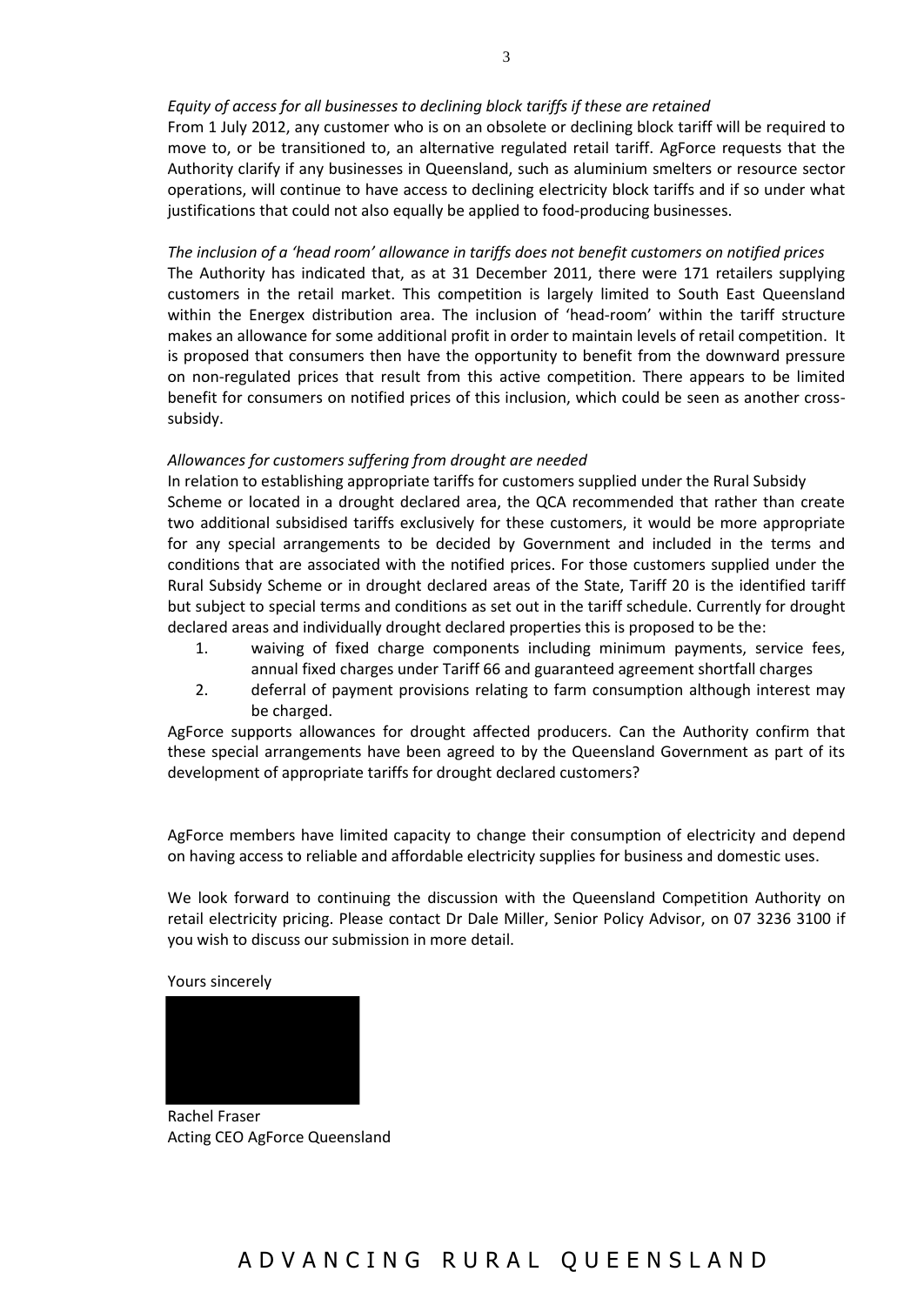*Equity of access for all businesses to declining block tariffs if these are retained*

From 1 July 2012, any customer who is on an obsolete or declining block tariff will be required to move to, or be transitioned to, an alternative regulated retail tariff. AgForce requests that the Authority clarify if any businesses in Queensland, such as aluminium smelters or resource sector operations, will continue to have access to declining electricity block tariffs and if so under what justifications that could not also equally be applied to food-producing businesses.

*The inclusion of a 'head room' allowance in tariffs does not benefit customers on notified prices*

The Authority has indicated that, as at 31 December 2011, there were 171 retailers supplying customers in the retail market. This competition is largely limited to South East Queensland within the Energex distribution area. The inclusion of 'head-room' within the tariff structure makes an allowance for some additional profit in order to maintain levels of retail competition. It is proposed that consumers then have the opportunity to benefit from the downward pressure on non-regulated prices that result from this active competition. There appears to be limited benefit for consumers on notified prices of this inclusion, which could be seen as another cross-subsidy.

*Allowances for customers suffering from drought are needed*

In relation to establishing appropriate tariffs for customers supplied under the Rural Subsidy Scheme or located in a drought declared area, the QCA recommended that rather than create two additional subsidised tariffs exclusively for these customers, it would be more appropriate for any special arrangements to be decided by Government and included in the terms and conditions that are associated with the notified prices. For those customers supplied under the Rural Subsidy Scheme or in drought declared areas of the State, Tariff 20 is the identified tariff but subject to special terms and conditions as set out in the tariff schedule. Currently for drought declared areas and individually drought declared properties this is proposed to be the:

1. waiving of fixed charge components including minimum payments, service fees, annual fixed charges under Tariff 66 and guaranteed agreement shortfall charges
2. deferral of payment provisions relating to farm consumption although interest may be charged.

AgForce supports allowances for drought affected producers. Can the Authority confirm that these special arrangements have been agreed to by the Queensland Government as part of its development of appropriate tariffs for drought declared customers?

AgForce members have limited capacity to change their consumption of electricity and depend on having access to reliable and affordable electricity supplies for business and domestic uses.

We look forward to continuing the discussion with the Queensland Competition Authority on retail electricity pricing. Please contact Dr Dale Miller, Senior Policy Advisor, on 07 3236 3100 if you wish to discuss our submission in more detail.

Yours sincerely

Rachel Fraser
Acting CEO AgForce Queensland

A D V A N C I N G R U R A L Q U E E N S L A N D